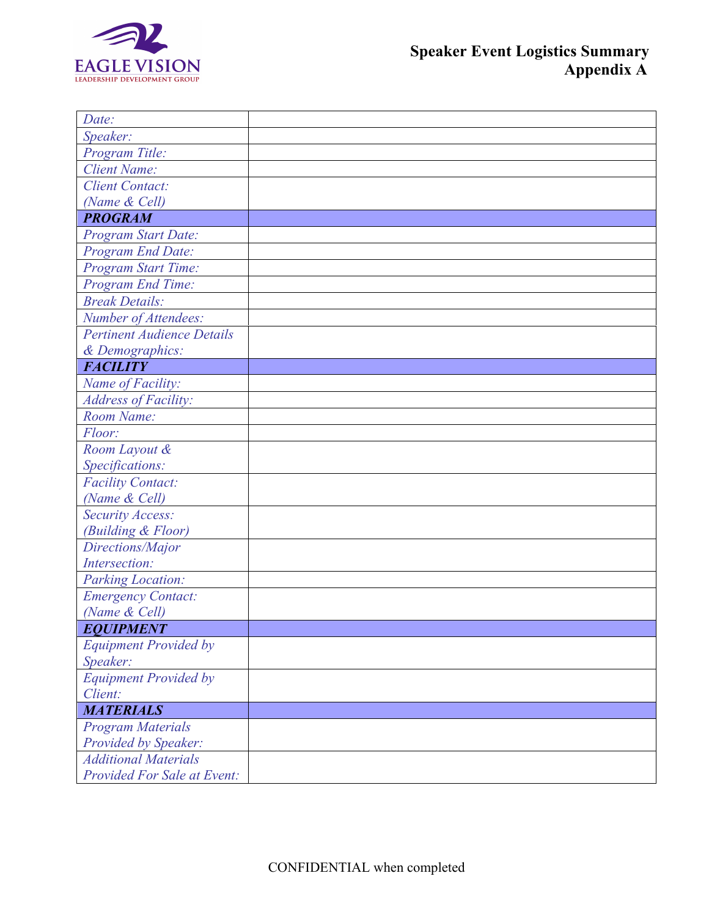EAGLE VISION
LEADERSHIP DEVELOPMENT GROUP

# Speaker Event Logistics Summary
## Appendix A

| | |
|---|---|
| *Date:* | |
| *Speaker:* | |
| *Program Title:* | |
| *Client Name:* | |
| *Client Contact: (Name & Cell)* | |
| ***PROGRAM*** | |
| *Program Start Date:* | |
| *Program End Date:* | |
| *Program Start Time:* | |
| *Program End Time:* | |
| *Break Details:* | |
| *Number of Attendees:* | |
| *Pertinent Audience Details & Demographics:* | |
| ***FACILITY*** | |
| *Name of Facility:* | |
| *Address of Facility:* | |
| *Room Name:* | |
| *Floor:* | |
| *Room Layout & Specifications:* | |
| *Facility Contact: (Name & Cell)* | |
| *Security Access: (Building & Floor)* | |
| *Directions/Major Intersection:* | |
| *Parking Location:* | |
| *Emergency Contact: (Name & Cell)* | |
| ***EQUIPMENT*** | |
| *Equipment Provided by Speaker:* | |
| *Equipment Provided by Client:* | |
| ***MATERIALS*** | |
| *Program Materials Provided by Speaker:* | |
| *Additional Materials Provided For Sale at Event:* | |

CONFIDENTIAL when completed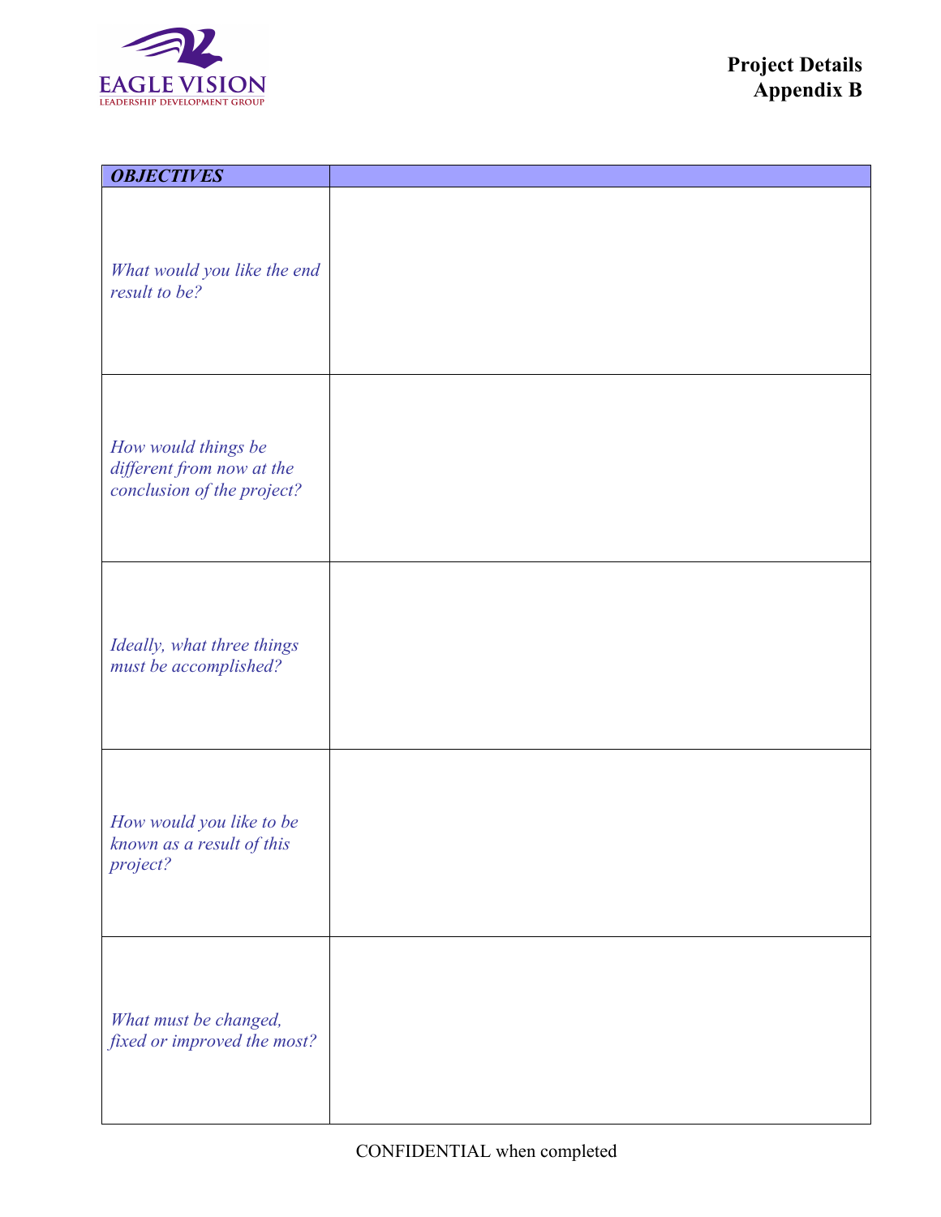**Project Details**
**Appendix B**

| ***OBJECTIVES*** | |
|---|---|
| *What would you like the end result to be?* | |
| *How would things be different from now at the conclusion of the project?* | |
| *Ideally, what three things must be accomplished?* | |
| *How would you like to be known as a result of this project?* | |
| *What must be changed, fixed or improved the most?* | |

CONFIDENTIAL when completed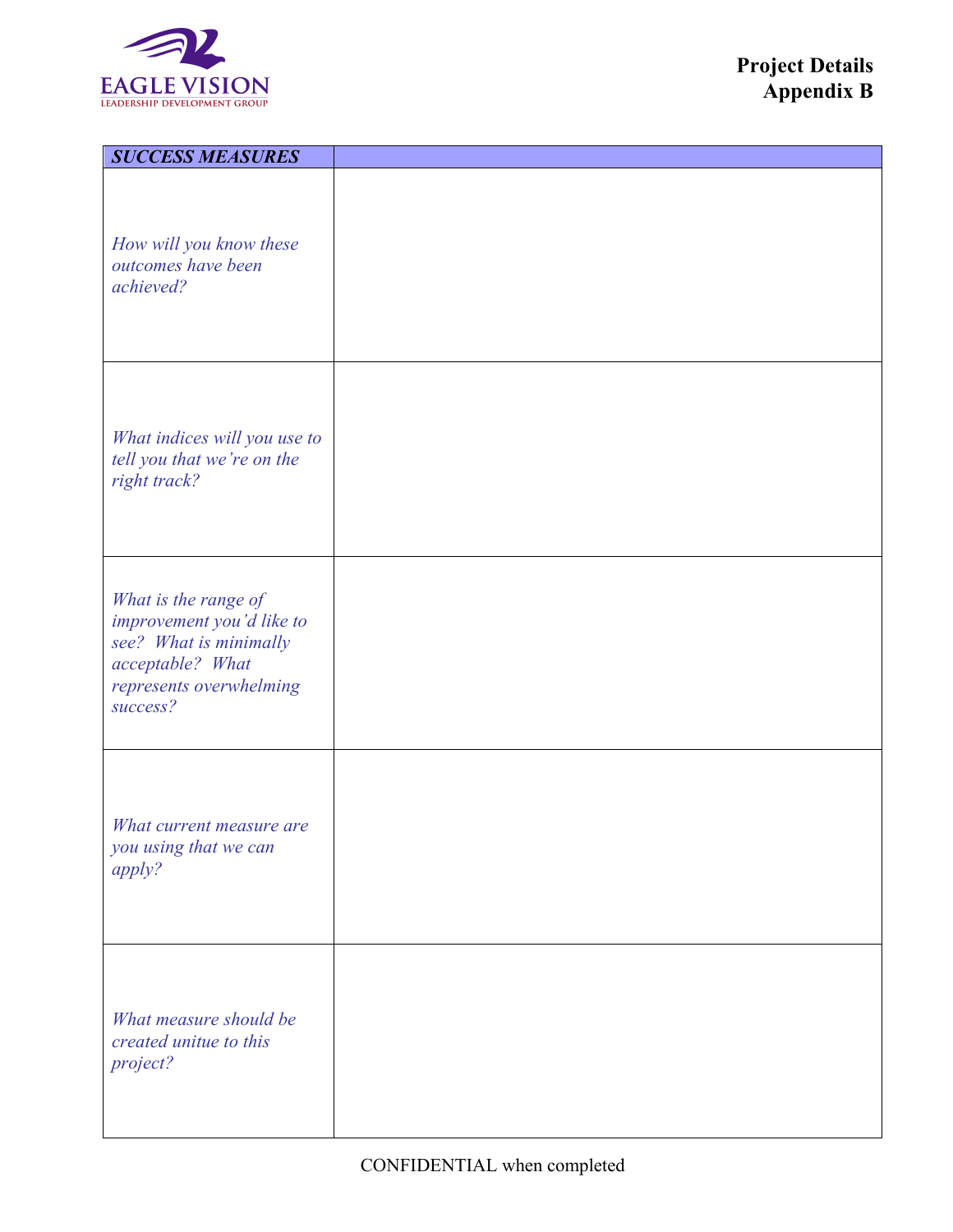**Project Details**
**Appendix B**

| ***SUCCESS MEASURES*** | |
|---|---|
| *How will you know these outcomes have been achieved?* | |
| *What indices will you use to tell you that we're on the right track?* | |
| *What is the range of improvement you'd like to see? What is minimally acceptable? What represents overwhelming success?* | |
| *What current measure are you using that we can apply?* | |
| *What measure should be created unitue to this project?* | |

CONFIDENTIAL when completed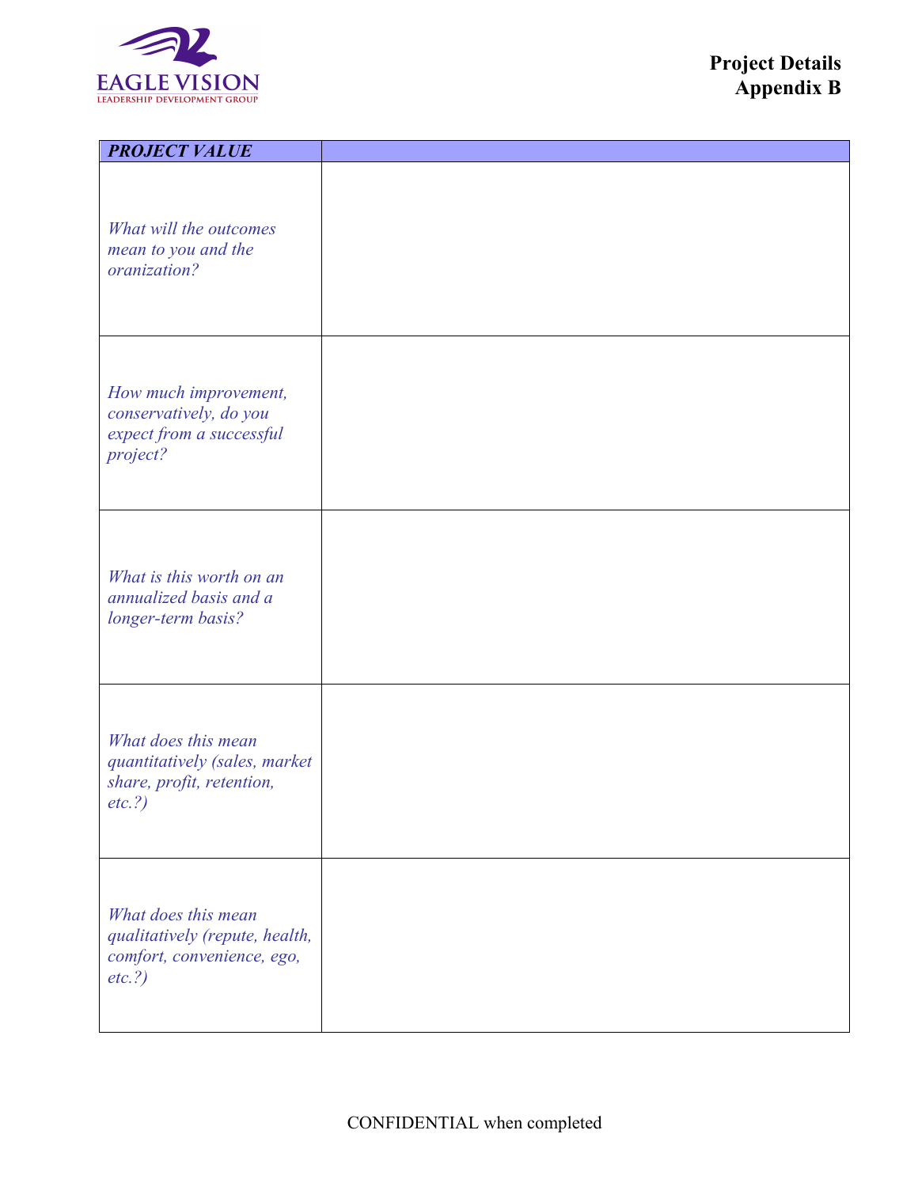**Project Details**
**Appendix B**

| ***PROJECT VALUE*** | |
|---|---|
| *What will the outcomes mean to you and the oranization?* | |
| *How much improvement, conservatively, do you expect from a successful project?* | |
| *What is this worth on an annualized basis and a longer-term basis?* | |
| *What does this mean quantitatively (sales, market share, profit, retention, etc.?)* | |
| *What does this mean qualitatively (repute, health, comfort, convenience, ego, etc.?)* | |

CONFIDENTIAL when completed